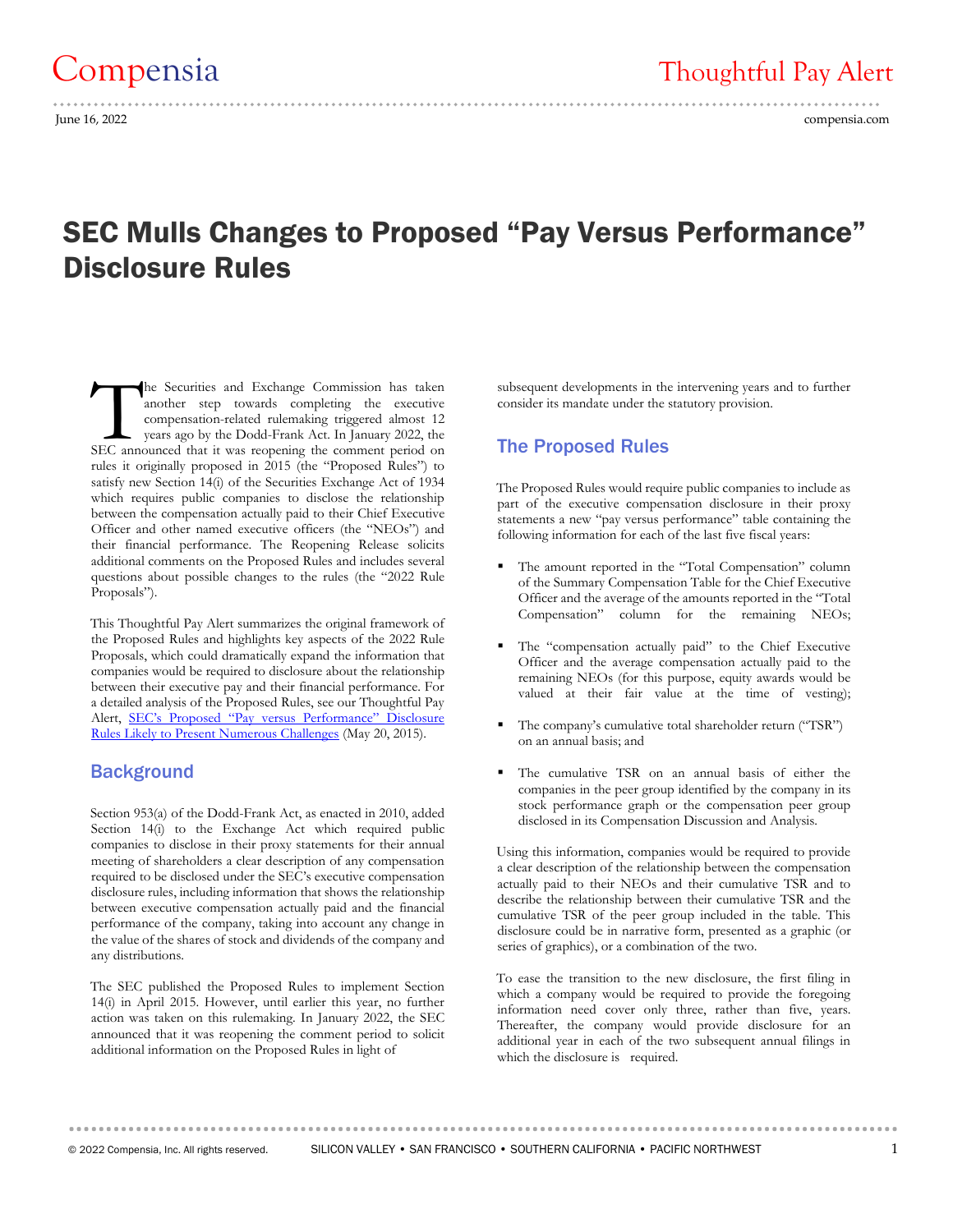Compensia

Thoughtful Pay Alert

June 16, 2022

compensia.com

# SEC Mulls Changes to Proposed "Pay Versus Performance" Disclosure Rules

The Securities and Exchange Commission has taken another step towards completing the executive compensation-related rulemaking triggered almost 12 years ago by the Dodd-Frank Act. In January 2022, the SEC announced that it was reopening the comment period on rules it originally proposed in 2015 (the "Proposed Rules") to satisfy new Section 14(i) of the Securities Exchange Act of 1934 which requires public companies to disclose the relationship between the compensation actually paid to their Chief Executive Officer and other named executive officers (the "NEOs") and their financial performance. The Reopening Release solicits additional comments on the Proposed Rules and includes several questions about possible changes to the rules (the "2022 Rule Proposals").

This Thoughtful Pay Alert summarizes the original framework of the Proposed Rules and highlights key aspects of the 2022 Rule Proposals, which could dramatically expand the information that companies would be required to disclosure about the relationship between their executive pay and their financial performance. For a detailed analysis of the Proposed Rules, see our Thoughtful Pay Alert, SEC's Proposed "Pay versus Performance" Disclosure Rules Likely to Present Numerous Challenges (May 20, 2015).

## Background

Section 953(a) of the Dodd-Frank Act, as enacted in 2010, added Section 14(i) to the Exchange Act which required public companies to disclose in their proxy statements for their annual meeting of shareholders a clear description of any compensation required to be disclosed under the SEC's executive compensation disclosure rules, including information that shows the relationship between executive compensation actually paid and the financial performance of the company, taking into account any change in the value of the shares of stock and dividends of the company and any distributions.

The SEC published the Proposed Rules to implement Section 14(i) in April 2015. However, until earlier this year, no further action was taken on this rulemaking. In January 2022, the SEC announced that it was reopening the comment period to solicit additional information on the Proposed Rules in light of subsequent developments in the intervening years and to further consider its mandate under the statutory provision.

## The Proposed Rules

The Proposed Rules would require public companies to include as part of the executive compensation disclosure in their proxy statements a new "pay versus performance" table containing the following information for each of the last five fiscal years:

- The amount reported in the "Total Compensation" column of the Summary Compensation Table for the Chief Executive Officer and the average of the amounts reported in the "Total Compensation" column for the remaining NEOs;
- The "compensation actually paid" to the Chief Executive Officer and the average compensation actually paid to the remaining NEOs (for this purpose, equity awards would be valued at their fair value at the time of vesting);
- The company's cumulative total shareholder return ("TSR") on an annual basis; and
- The cumulative TSR on an annual basis of either the companies in the peer group identified by the company in its stock performance graph or the compensation peer group disclosed in its Compensation Discussion and Analysis.

Using this information, companies would be required to provide a clear description of the relationship between the compensation actually paid to their NEOs and their cumulative TSR and to describe the relationship between their cumulative TSR and the cumulative TSR of the peer group included in the table. This disclosure could be in narrative form, presented as a graphic (or series of graphics), or a combination of the two.

To ease the transition to the new disclosure, the first filing in which a company would be required to provide the foregoing information need cover only three, rather than five, years. Thereafter, the company would provide disclosure for an additional year in each of the two subsequent annual filings in which the disclosure is required.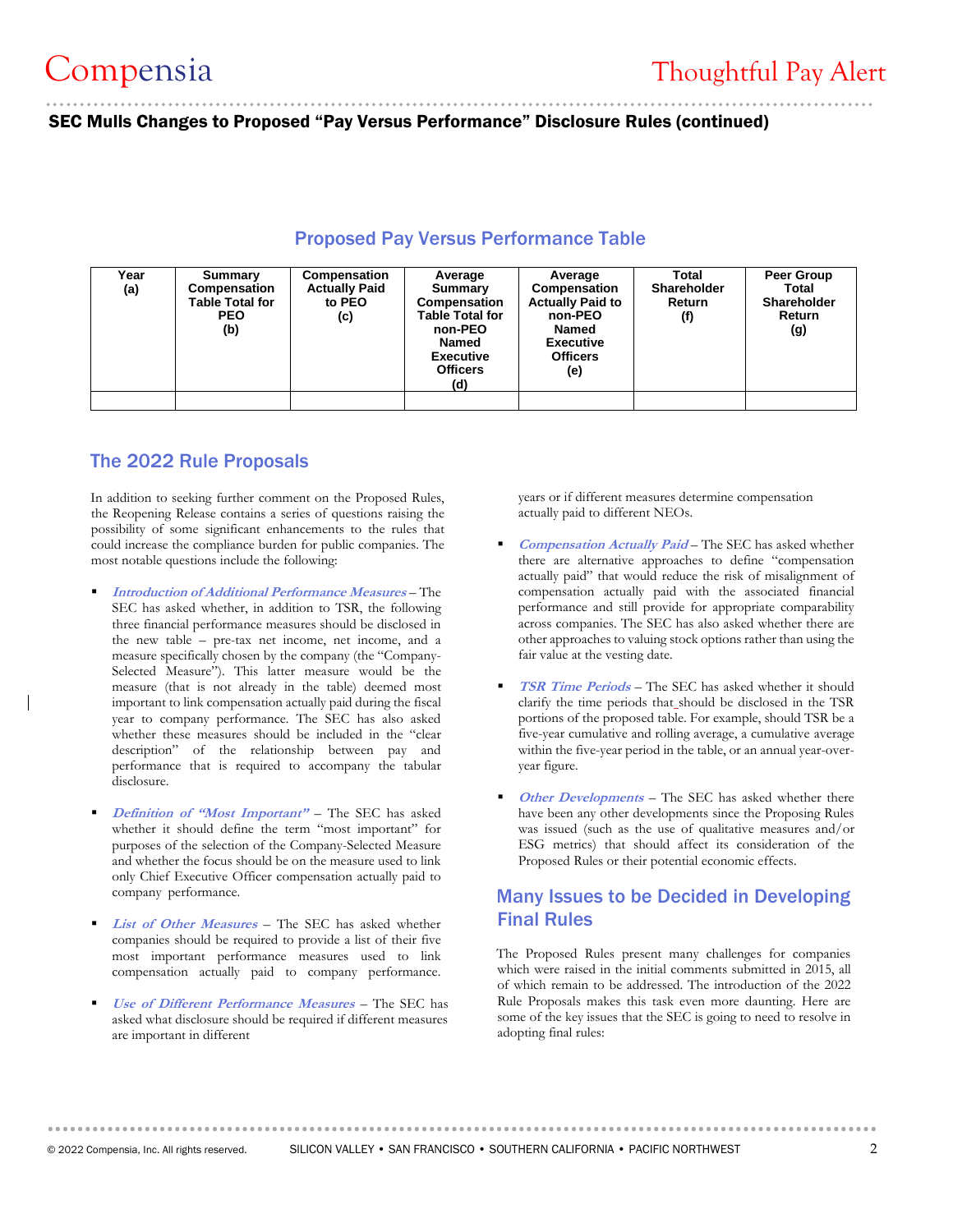## SEC Mulls Changes to Proposed "Pay Versus Performance" Disclosure Rules (continued)

### Proposed Pay Versus Performance Table

| Year (a) | Summary Compensation Table Total for PEO (b) | Compensation Actually Paid to PEO (c) | Average Summary Compensation Table Total for non-PEO Named Executive Officers (d) | Average Compensation Actually Paid to non-PEO Named Executive Officers (e) | Total Shareholder Return (f) | Peer Group Total Shareholder Return (g) |
|---|---|---|---|---|---|---|
| | | | | | | |

## The 2022 Rule Proposals

In addition to seeking further comment on the Proposed Rules, the Reopening Release contains a series of questions raising the possibility of some significant enhancements to the rules that could increase the compliance burden for public companies. The most notable questions include the following:

- ***Introduction of Additional Performance Measures*** – The SEC has asked whether, in addition to TSR, the following three financial performance measures should be disclosed in the new table – pre-tax net income, net income, and a measure specifically chosen by the company (the "Company-Selected Measure"). This latter measure would be the measure (that is not already in the table) deemed most important to link compensation actually paid during the fiscal year to company performance. The SEC has also asked whether these measures should be included in the "clear description" of the relationship between pay and performance that is required to accompany the tabular disclosure.

- ***Definition of "Most Important"*** – The SEC has asked whether it should define the term "most important" for purposes of the selection of the Company-Selected Measure and whether the focus should be on the measure used to link only Chief Executive Officer compensation actually paid to company performance.

- ***List of Other Measures*** – The SEC has asked whether companies should be required to provide a list of their five most important performance measures used to link compensation actually paid to company performance.

- ***Use of Different Performance Measures*** – The SEC has asked what disclosure should be required if different measures are important in different years or if different measures determine compensation actually paid to different NEOs.

- ***Compensation Actually Paid*** – The SEC has asked whether there are alternative approaches to define "compensation actually paid" that would reduce the risk of misalignment of compensation actually paid with the associated financial performance and still provide for appropriate comparability across companies. The SEC has also asked whether there are other approaches to valuing stock options rather than using the fair value at the vesting date.

- ***TSR Time Periods*** – The SEC has asked whether it should clarify the time periods that should be disclosed in the TSR portions of the proposed table. For example, should TSR be a five-year cumulative and rolling average, a cumulative average within the five-year period in the table, or an annual year-over-year figure.

- ***Other Developments*** – The SEC has asked whether there have been any other developments since the Proposing Rules was issued (such as the use of qualitative measures and/or ESG metrics) that should affect its consideration of the Proposed Rules or their potential economic effects.

## Many Issues to be Decided in Developing Final Rules

The Proposed Rules present many challenges for companies which were raised in the initial comments submitted in 2015, all of which remain to be addressed. The introduction of the 2022 Rule Proposals makes this task even more daunting. Here are some of the key issues that the SEC is going to need to resolve in adopting final rules: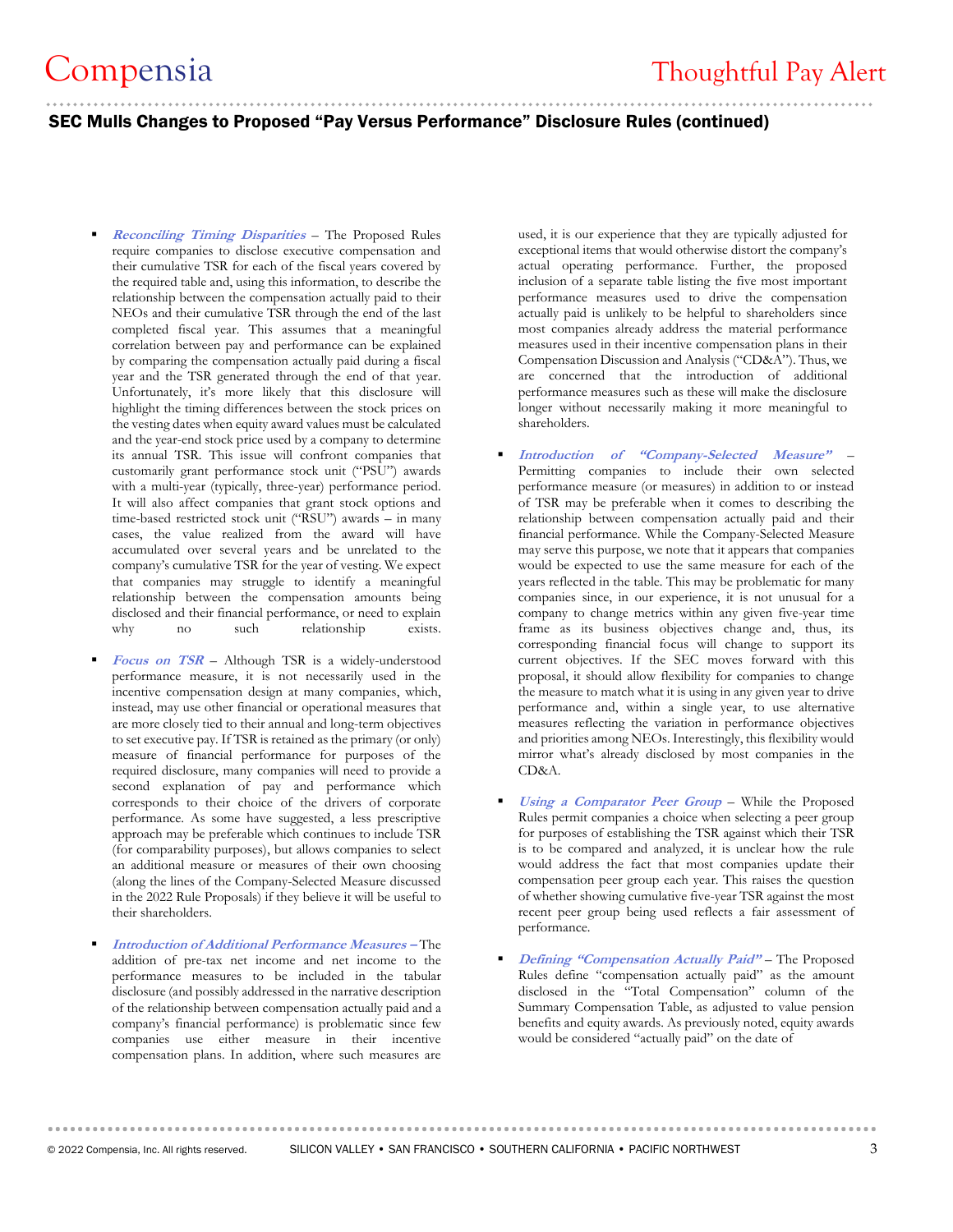## SEC Mulls Changes to Proposed "Pay Versus Performance" Disclosure Rules (continued)

- ***Reconciling Timing Disparities*** – The Proposed Rules require companies to disclose executive compensation and their cumulative TSR for each of the fiscal years covered by the required table and, using this information, to describe the relationship between the compensation actually paid to their NEOs and their cumulative TSR through the end of the last completed fiscal year. This assumes that a meaningful correlation between pay and performance can be explained by comparing the compensation actually paid during a fiscal year and the TSR generated through the end of that year. Unfortunately, it's more likely that this disclosure will highlight the timing differences between the stock prices on the vesting dates when equity award values must be calculated and the year-end stock price used by a company to determine its annual TSR. This issue will confront companies that customarily grant performance stock unit ("PSU") awards with a multi-year (typically, three-year) performance period. It will also affect companies that grant stock options and time-based restricted stock unit ("RSU") awards – in many cases, the value realized from the award will have accumulated over several years and be unrelated to the company's cumulative TSR for the year of vesting. We expect that companies may struggle to identify a meaningful relationship between the compensation amounts being disclosed and their financial performance, or need to explain why no such relationship exists.

- ***Focus on TSR*** – Although TSR is a widely-understood performance measure, it is not necessarily used in the incentive compensation design at many companies, which, instead, may use other financial or operational measures that are more closely tied to their annual and long-term objectives to set executive pay. If TSR is retained as the primary (or only) measure of financial performance for purposes of the required disclosure, many companies will need to provide a second explanation of pay and performance which corresponds to their choice of the drivers of corporate performance. As some have suggested, a less prescriptive approach may be preferable which continues to include TSR (for comparability purposes), but allows companies to select an additional measure or measures of their own choosing (along the lines of the Company-Selected Measure discussed in the 2022 Rule Proposals) if they believe it will be useful to their shareholders.

- ***Introduction of Additional Performance Measures*** – The addition of pre-tax net income and net income to the performance measures to be included in the tabular disclosure (and possibly addressed in the narrative description of the relationship between compensation actually paid and a company's financial performance) is problematic since few companies use either measure in their incentive compensation plans. In addition, where such measures are used, it is our experience that they are typically adjusted for exceptional items that would otherwise distort the company's actual operating performance. Further, the proposed inclusion of a separate table listing the five most important performance measures used to drive the compensation actually paid is unlikely to be helpful to shareholders since most companies already address the material performance measures used in their incentive compensation plans in their Compensation Discussion and Analysis ("CD&A"). Thus, we are concerned that the introduction of additional performance measures such as these will make the disclosure longer without necessarily making it more meaningful to shareholders.

- ***Introduction of "Company-Selected Measure"*** – Permitting companies to include their own selected performance measure (or measures) in addition to or instead of TSR may be preferable when it comes to describing the relationship between compensation actually paid and their financial performance. While the Company-Selected Measure may serve this purpose, we note that it appears that companies would be expected to use the same measure for each of the years reflected in the table. This may be problematic for many companies since, in our experience, it is not unusual for a company to change metrics within any given five-year time frame as its business objectives change and, thus, its corresponding financial focus will change to support its current objectives. If the SEC moves forward with this proposal, it should allow flexibility for companies to change the measure to match what it is using in any given year to drive performance and, within a single year, to use alternative measures reflecting the variation in performance objectives and priorities among NEOs. Interestingly, this flexibility would mirror what's already disclosed by most companies in the CD&A.

- ***Using a Comparator Peer Group*** – While the Proposed Rules permit companies a choice when selecting a peer group for purposes of establishing the TSR against which their TSR is to be compared and analyzed, it is unclear how the rule would address the fact that most companies update their compensation peer group each year. This raises the question of whether showing cumulative five-year TSR against the most recent peer group being used reflects a fair assessment of performance.

- ***Defining "Compensation Actually Paid"*** – The Proposed Rules define "compensation actually paid" as the amount disclosed in the "Total Compensation" column of the Summary Compensation Table, as adjusted to value pension benefits and equity awards. As previously noted, equity awards would be considered "actually paid" on the date of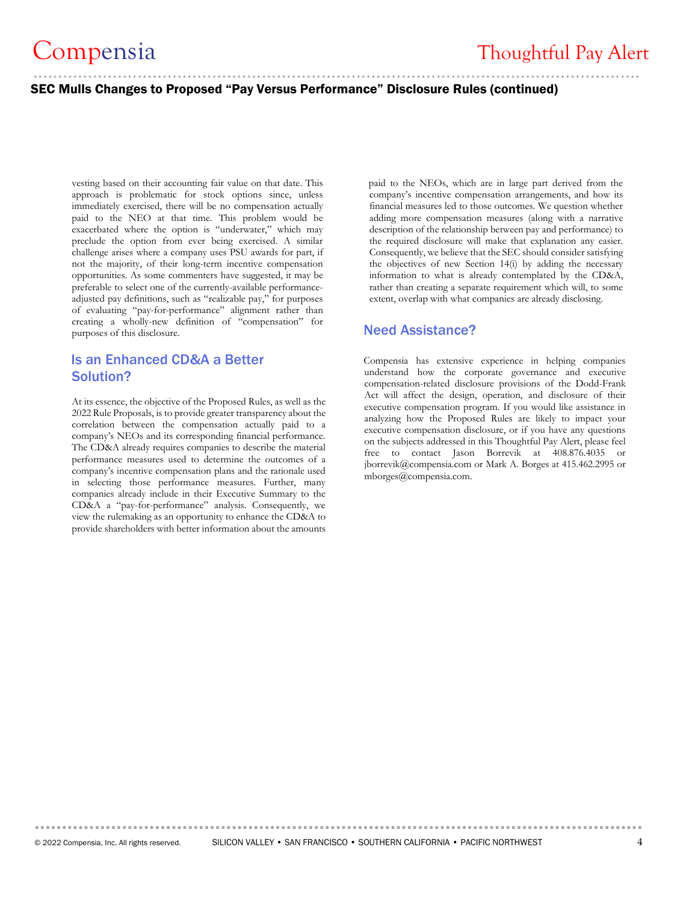vesting based on their accounting fair value on that date. This approach is problematic for stock options since, unless immediately exercised, there will be no compensation actually paid to the NEO at that time. This problem would be exacerbated where the option is "underwater," which may preclude the option from ever being exercised. A similar challenge arises where a company uses PSU awards for part, if not the majority, of their long-term incentive compensation opportunities. As some commenters have suggested, it may be preferable to select one of the currently-available performance-adjusted pay definitions, such as "realizable pay," for purposes of evaluating "pay-for-performance" alignment rather than creating a wholly-new definition of "compensation" for purposes of this disclosure.

## Is an Enhanced CD&A a Better Solution?

At its essence, the objective of the Proposed Rules, as well as the 2022 Rule Proposals, is to provide greater transparency about the correlation between the compensation actually paid to a company's NEOs and its corresponding financial performance. The CD&A already requires companies to describe the material performance measures used to determine the outcomes of a company's incentive compensation plans and the rationale used in selecting those performance measures. Further, many companies already include in their Executive Summary to the CD&A a "pay-for-performance" analysis. Consequently, we view the rulemaking as an opportunity to enhance the CD&A to provide shareholders with better information about the amounts paid to the NEOs, which are in large part derived from the company's incentive compensation arrangements, and how its financial measures led to those outcomes. We question whether adding more compensation measures (along with a narrative description of the relationship between pay and performance) to the required disclosure will make that explanation any easier. Consequently, we believe that the SEC should consider satisfying the objectives of new Section 14(i) by adding the necessary information to what is already contemplated by the CD&A, rather than creating a separate requirement which will, to some extent, overlap with what companies are already disclosing.

## Need Assistance?

Compensia has extensive experience in helping companies understand how the corporate governance and executive compensation-related disclosure provisions of the Dodd-Frank Act will affect the design, operation, and disclosure of their executive compensation program. If you would like assistance in analyzing how the Proposed Rules are likely to impact your executive compensation disclosure, or if you have any questions on the subjects addressed in this Thoughtful Pay Alert, please feel free to contact Jason Borrevik at 408.876.4035 or jborrevik@compensia.com or Mark A. Borges at 415.462.2995 or mborges@compensia.com.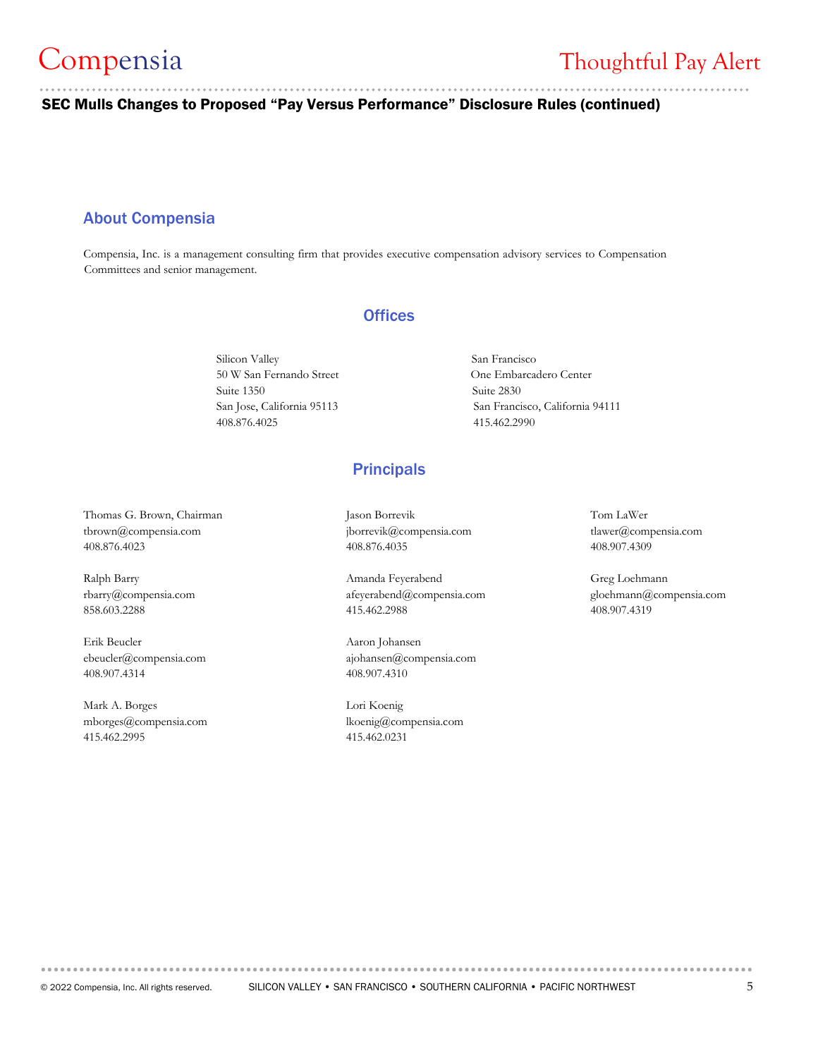## About Compensia

Compensia, Inc. is a management consulting firm that provides executive compensation advisory services to Compensation Committees and senior management.

### Offices

Silicon Valley
50 W San Fernando Street
Suite 1350
San Jose, California 95113
408.876.4025

San Francisco
One Embarcadero Center
Suite 2830
San Francisco, California 94111
415.462.2990

### Principals

Thomas G. Brown, Chairman
tbrown@compensia.com
408.876.4023

Ralph Barry
rbarry@compensia.com
858.603.2288

Erik Beucler
ebeucler@compensia.com
408.907.4314

Mark A. Borges
mborges@compensia.com
415.462.2995

Jason Borrevik
jborrevik@compensia.com
408.876.4035

Amanda Feyerabend
afeyerabend@compensia.com
415.462.2988

Aaron Johansen
ajohansen@compensia.com
408.907.4310

Lori Koenig
lkoenig@compensia.com
415.462.0231

Tom LaWer
tlawer@compensia.com
408.907.4309

Greg Loehmann
gloehmann@compensia.com
408.907.4319